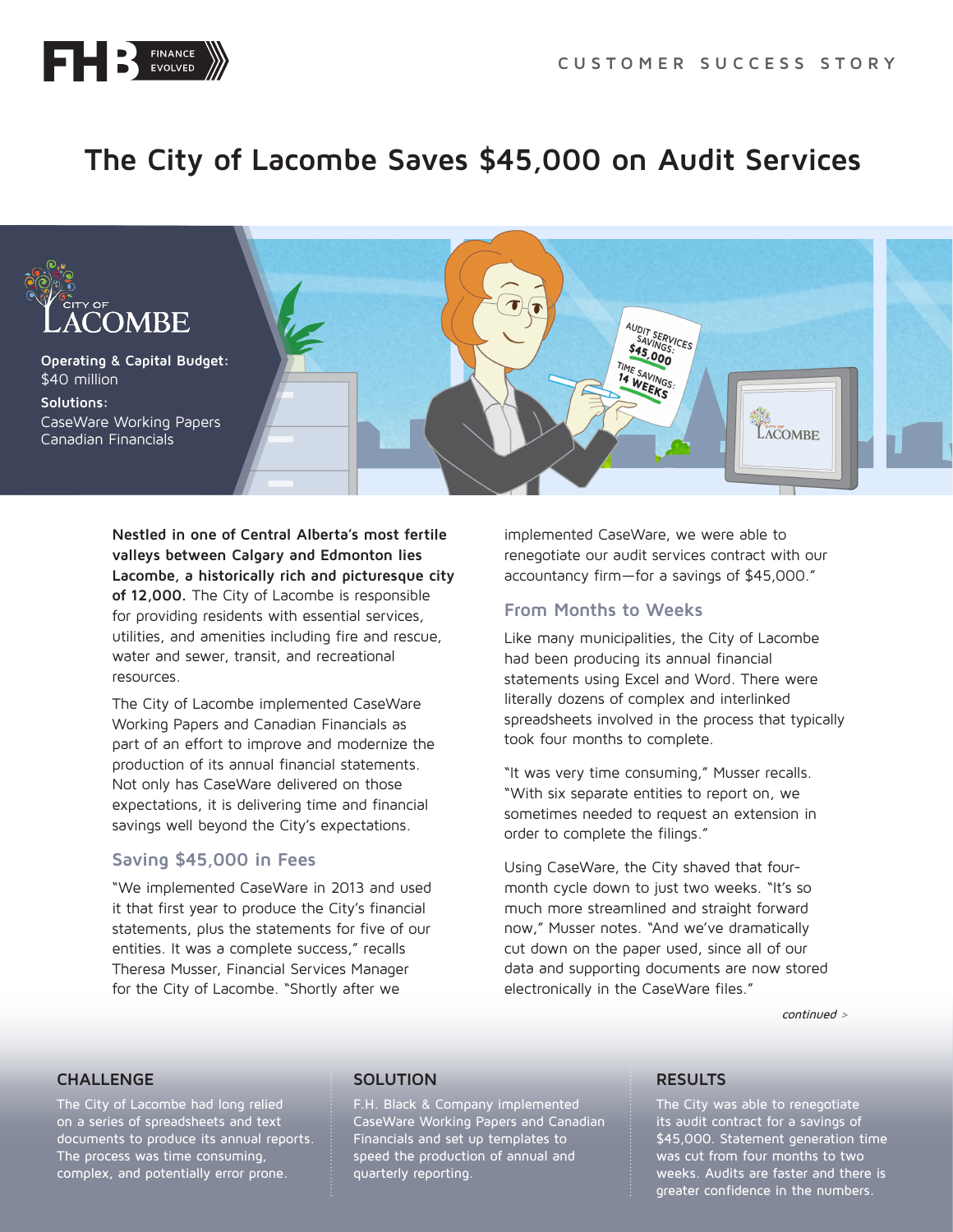CUSTOMER SUCCESS STORY

# The City of Lacombe Saves $45,000 on Audit Services

**Operating & Capital Budget:** $40 million

**Solutions:**
CaseWare Working Papers
Canadian Financials

**Nestled in one of Central Alberta's most fertile valleys between Calgary and Edmonton lies Lacombe, a historically rich and picturesque city of 12,000.** The City of Lacombe is responsible for providing residents with essential services, utilities, and amenities including fire and rescue, water and sewer, transit, and recreational resources.

The City of Lacombe implemented CaseWare Working Papers and Canadian Financials as part of an effort to improve and modernize the production of its annual financial statements. Not only has CaseWare delivered on those expectations, it is delivering time and financial savings well beyond the City's expectations.

## Saving $45,000 in Fees

"We implemented CaseWare in 2013 and used it that first year to produce the City's financial statements, plus the statements for five of our entities. It was a complete success," recalls Theresa Musser, Financial Services Manager for the City of Lacombe. "Shortly after we implemented CaseWare, we were able to renegotiate our audit services contract with our accountancy firm—for a savings of $45,000."

## From Months to Weeks

Like many municipalities, the City of Lacombe had been producing its annual financial statements using Excel and Word. There were literally dozens of complex and interlinked spreadsheets involved in the process that typically took four months to complete.

"It was very time consuming," Musser recalls. "With six separate entities to report on, we sometimes needed to request an extension in order to complete the filings."

Using CaseWare, the City shaved that four-month cycle down to just two weeks. "It's so much more streamlined and straight forward now," Musser notes. "And we've dramatically cut down on the paper used, since all of our data and supporting documents are now stored electronically in the CaseWare files."

*continued >*

### CHALLENGE

The City of Lacombe had long relied on a series of spreadsheets and text documents to produce its annual reports. The process was time consuming, complex, and potentially error prone.

### SOLUTION

F.H. Black & Company implemented CaseWare Working Papers and Canadian Financials and set up templates to speed the production of annual and quarterly reporting.

### RESULTS

The City was able to renegotiate its audit contract for a savings of $45,000. Statement generation time was cut from four months to two weeks. Audits are faster and there is greater confidence in the numbers.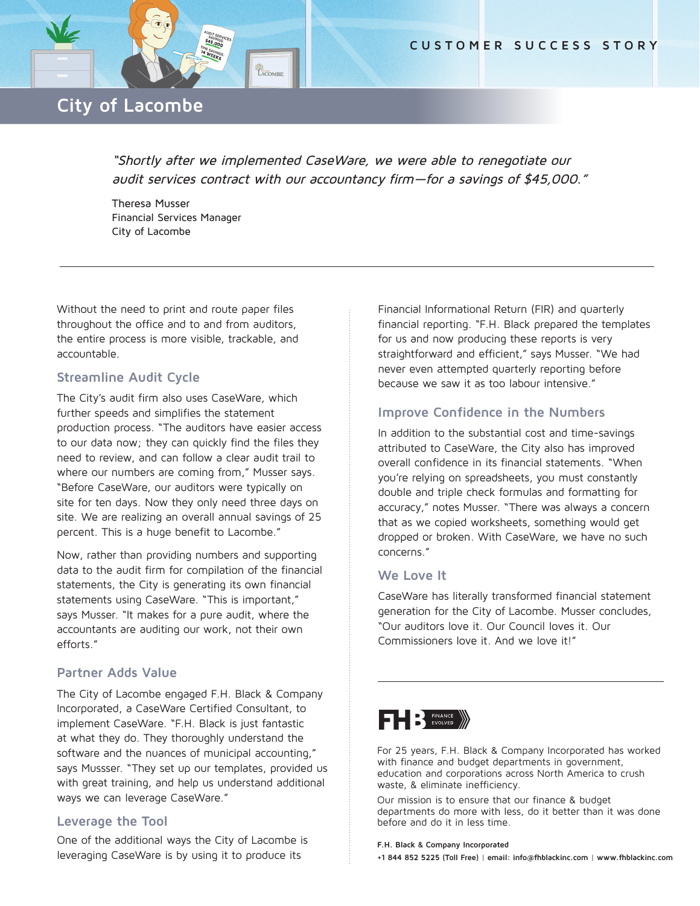CUSTOMER SUCCESS STORY

# City of Lacombe

*"Shortly after we implemented CaseWare, we were able to renegotiate our audit services contract with our accountancy firm—for a savings of $45,000."*

Theresa Musser
Financial Services Manager
City of Lacombe

---

Without the need to print and route paper files throughout the office and to and from auditors, the entire process is more visible, trackable, and accountable.

## Streamline Audit Cycle

The City's audit firm also uses CaseWare, which further speeds and simplifies the statement production process. "The auditors have easier access to our data now; they can quickly find the files they need to review, and can follow a clear audit trail to where our numbers are coming from," Musser says. "Before CaseWare, our auditors were typically on site for ten days. Now they only need three days on site. We are realizing an overall annual savings of 25 percent. This is a huge benefit to Lacombe."

Now, rather than providing numbers and supporting data to the audit firm for compilation of the financial statements, the City is generating its own financial statements using CaseWare. "This is important," says Musser. "It makes for a pure audit, where the accountants are auditing our work, not their own efforts."

## Partner Adds Value

The City of Lacombe engaged F.H. Black & Company Incorporated, a CaseWare Certified Consultant, to implement CaseWare. "F.H. Black is just fantastic at what they do. They thoroughly understand the software and the nuances of municipal accounting," says Mussser. "They set up our templates, provided us with great training, and help us understand additional ways we can leverage CaseWare."

## Leverage the Tool

One of the additional ways the City of Lacombe is leveraging CaseWare is by using it to produce its Financial Informational Return (FIR) and quarterly financial reporting. "F.H. Black prepared the templates for us and now producing these reports is very straightforward and efficient," says Musser. "We had never even attempted quarterly reporting before because we saw it as too labour intensive."

## Improve Confidence in the Numbers

In addition to the substantial cost and time-savings attributed to CaseWare, the City also has improved overall confidence in its financial statements. "When you're relying on spreadsheets, you must constantly double and triple check formulas and formatting for accuracy," notes Musser. "There was always a concern that as we copied worksheets, something would get dropped or broken. With CaseWare, we have no such concerns."

## We Love It

CaseWare has literally transformed financial statement generation for the City of Lacombe. Musser concludes, "Our auditors love it. Our Council loves it. Our Commissioners love it. And we love it!"

---

FHB FINANCE EVOLVED

For 25 years, F.H. Black & Company Incorporated has worked with finance and budget departments in government, education and corporations across North America to crush waste, & eliminate inefficiency.

Our mission is to ensure that our finance & budget departments do more with less, do it better than it was done before and do it in less time.

**F.H. Black & Company Incorporated**
**+1 844 852 5225 (Toll Free) | email: info@fhblackinc.com | www.fhblackinc.com**